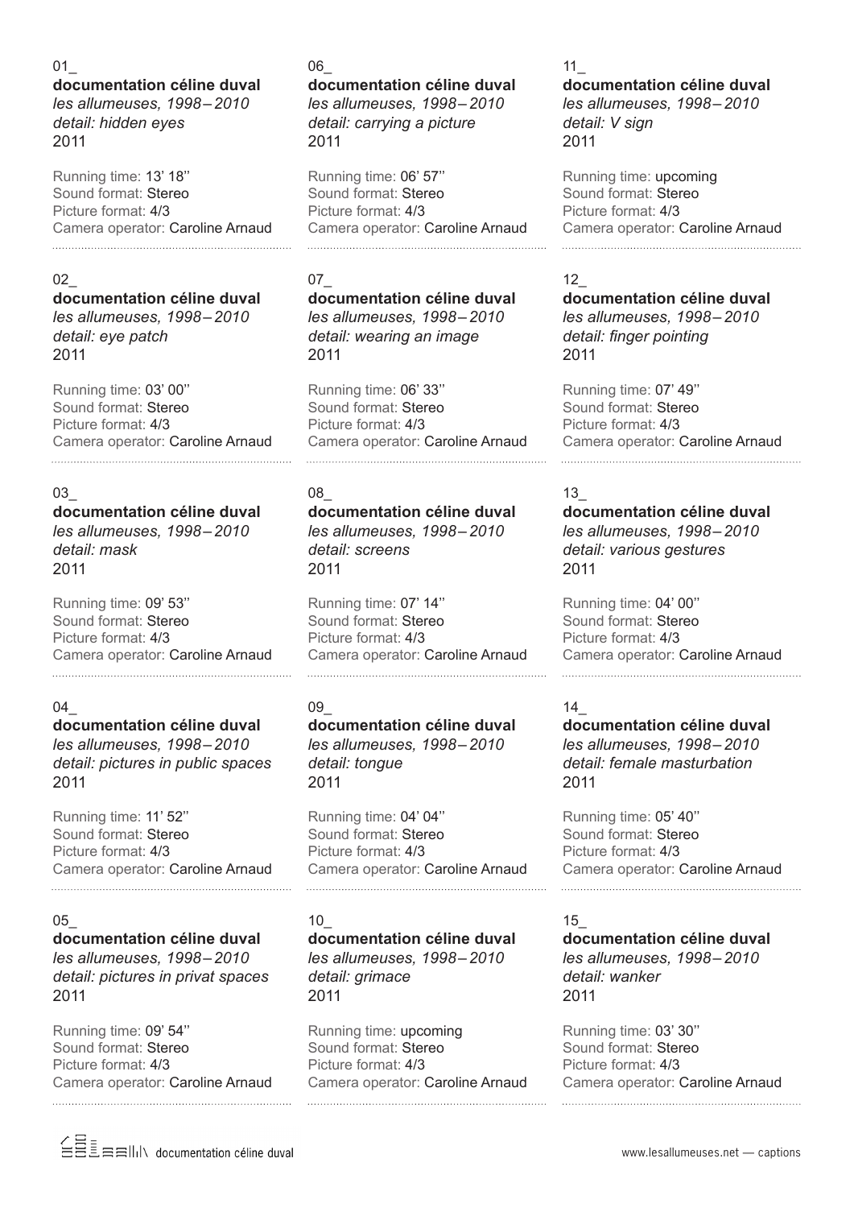01_

**documentation céline duval**
*les allumeuses, 1998 – 2010*
*detail: hidden eyes*
2011

Running time: 13’ 18’’
Sound format: Stereo
Picture format: 4/3
Camera operator: Caroline Arnaud

02_

**documentation céline duval**
*les allumeuses, 1998 – 2010*
*detail: eye patch*
2011

Running time: 03’ 00’’
Sound format: Stereo
Picture format: 4/3
Camera operator: Caroline Arnaud

03_

**documentation céline duval**
*les allumeuses, 1998 – 2010*
*detail: mask*
2011

Running time: 09’ 53’’
Sound format: Stereo
Picture format: 4/3
Camera operator: Caroline Arnaud

04_

**documentation céline duval**
*les allumeuses, 1998 – 2010*
*detail: pictures in public spaces*
2011

Running time: 11’ 52’’
Sound format: Stereo
Picture format: 4/3
Camera operator: Caroline Arnaud

05_

**documentation céline duval**
*les allumeuses, 1998 – 2010*
*detail: pictures in privat spaces*
2011

Running time: 09’ 54’’
Sound format: Stereo
Picture format: 4/3
Camera operator: Caroline Arnaud

06_

**documentation céline duval**
*les allumeuses, 1998 – 2010*
*detail: carrying a picture*
2011

Running time: 06’ 57’’
Sound format: Stereo
Picture format: 4/3
Camera operator: Caroline Arnaud

07_

**documentation céline duval**
*les allumeuses, 1998 – 2010*
*detail: wearing an image*
2011

Running time: 06’ 33’’
Sound format: Stereo
Picture format: 4/3
Camera operator: Caroline Arnaud

08_

**documentation céline duval**
*les allumeuses, 1998 – 2010*
*detail: screens*
2011

Running time: 07’ 14’’
Sound format: Stereo
Picture format: 4/3
Camera operator: Caroline Arnaud

09_

**documentation céline duval**
*les allumeuses, 1998 – 2010*
*detail: tongue*
2011

Running time: 04’ 04’’
Sound format: Stereo
Picture format: 4/3
Camera operator: Caroline Arnaud

10_

**documentation céline duval**
*les allumeuses, 1998 – 2010*
*detail: grimace*
2011

Running time: upcoming
Sound format: Stereo
Picture format: 4/3
Camera operator: Caroline Arnaud

11_

**documentation céline duval**
*les allumeuses, 1998 – 2010*
*detail: V sign*
2011

Running time: upcoming
Sound format: Stereo
Picture format: 4/3
Camera operator: Caroline Arnaud

12_

**documentation céline duval**
*les allumeuses, 1998 – 2010*
*detail: finger pointing*
2011

Running time: 07’ 49’’
Sound format: Stereo
Picture format: 4/3
Camera operator: Caroline Arnaud

13_

**documentation céline duval**
*les allumeuses, 1998 – 2010*
*detail: various gestures*
2011

Running time: 04’ 00’’
Sound format: Stereo
Picture format: 4/3
Camera operator: Caroline Arnaud

14_

**documentation céline duval**
*les allumeuses, 1998 – 2010*
*detail: female masturbation*
2011

Running time: 05’ 40’’
Sound format: Stereo
Picture format: 4/3
Camera operator: Caroline Arnaud

15_

**documentation céline duval**
*les allumeuses, 1998 – 2010*
*detail: wanker*
2011

Running time: 03’ 30’’
Sound format: Stereo
Picture format: 4/3
Camera operator: Caroline Arnaud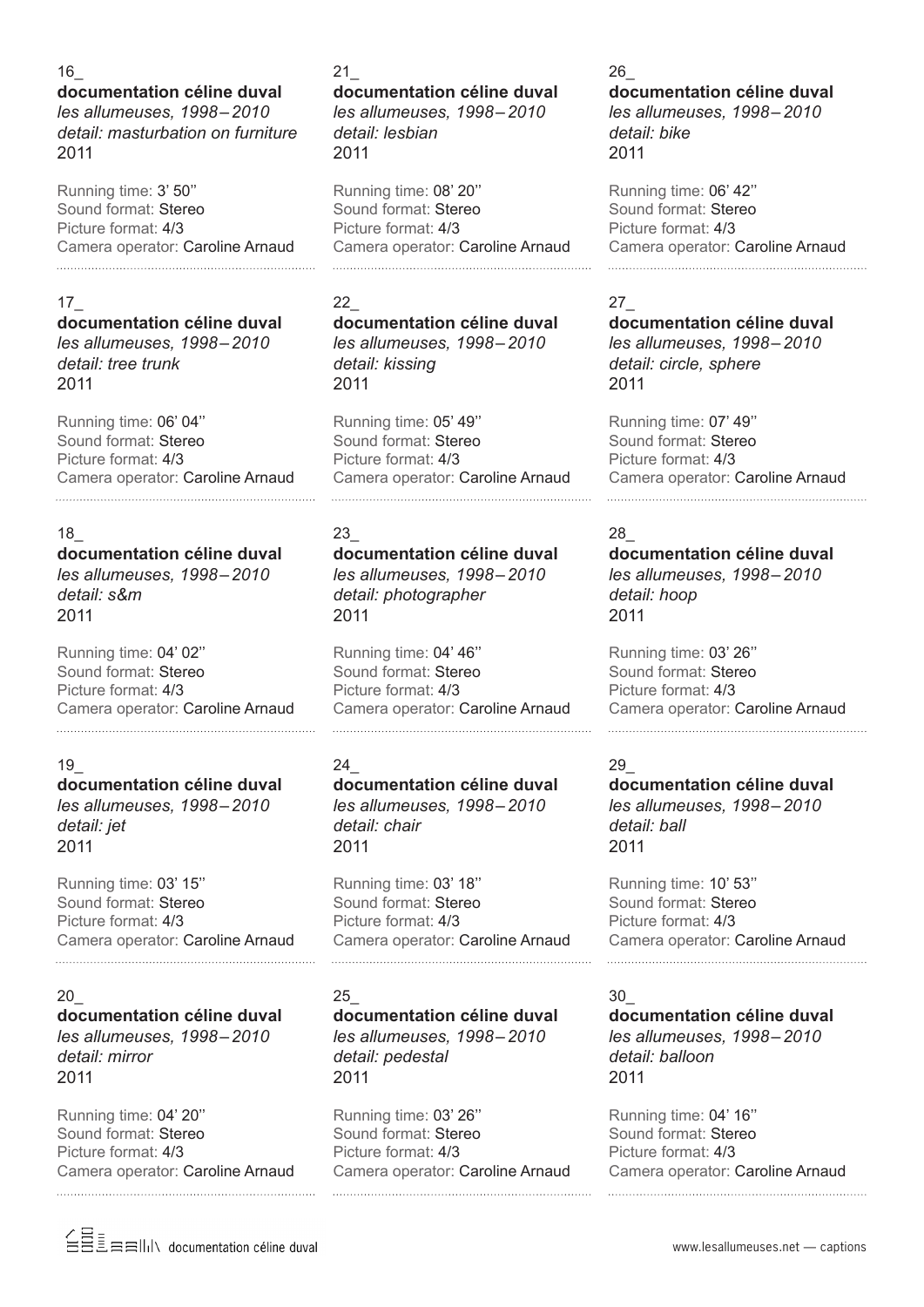16_

**documentation céline duval**
*les allumeuses, 1998–2010*
*detail: masturbation on furniture*
2011

Running time: 3' 50''
Sound format: Stereo
Picture format: 4/3
Camera operator: Caroline Arnaud

17_

**documentation céline duval**
*les allumeuses, 1998–2010*
*detail: tree trunk*
2011

Running time: 06' 04''
Sound format: Stereo
Picture format: 4/3
Camera operator: Caroline Arnaud

18_

**documentation céline duval**
*les allumeuses, 1998–2010*
*detail: s&m*
2011

Running time: 04' 02''
Sound format: Stereo
Picture format: 4/3
Camera operator: Caroline Arnaud

19_

**documentation céline duval**
*les allumeuses, 1998–2010*
*detail: jet*
2011

Running time: 03' 15''
Sound format: Stereo
Picture format: 4/3
Camera operator: Caroline Arnaud

20_

**documentation céline duval**
*les allumeuses, 1998–2010*
*detail: mirror*
2011

Running time: 04' 20''
Sound format: Stereo
Picture format: 4/3
Camera operator: Caroline Arnaud

21_

**documentation céline duval**
*les allumeuses, 1998–2010*
*detail: lesbian*
2011

Running time: 08' 20''
Sound format: Stereo
Picture format: 4/3
Camera operator: Caroline Arnaud

22_

**documentation céline duval**
*les allumeuses, 1998–2010*
*detail: kissing*
2011

Running time: 05' 49''
Sound format: Stereo
Picture format: 4/3
Camera operator: Caroline Arnaud

23_

**documentation céline duval**
*les allumeuses, 1998–2010*
*detail: photographer*
2011

Running time: 04' 46''
Sound format: Stereo
Picture format: 4/3
Camera operator: Caroline Arnaud

24_

**documentation céline duval**
*les allumeuses, 1998–2010*
*detail: chair*
2011

Running time: 03' 18''
Sound format: Stereo
Picture format: 4/3
Camera operator: Caroline Arnaud

25_

**documentation céline duval**
*les allumeuses, 1998–2010*
*detail: pedestal*
2011

Running time: 03' 26''
Sound format: Stereo
Picture format: 4/3
Camera operator: Caroline Arnaud

26_

**documentation céline duval**
*les allumeuses, 1998–2010*
*detail: bike*
2011

Running time: 06' 42''
Sound format: Stereo
Picture format: 4/3
Camera operator: Caroline Arnaud

27_

**documentation céline duval**
*les allumeuses, 1998–2010*
*detail: circle, sphere*
2011

Running time: 07' 49''
Sound format: Stereo
Picture format: 4/3
Camera operator: Caroline Arnaud

28_

**documentation céline duval**
*les allumeuses, 1998–2010*
*detail: hoop*
2011

Running time: 03' 26''
Sound format: Stereo
Picture format: 4/3
Camera operator: Caroline Arnaud

29_

**documentation céline duval**
*les allumeuses, 1998–2010*
*detail: ball*
2011

Running time: 10' 53''
Sound format: Stereo
Picture format: 4/3
Camera operator: Caroline Arnaud

30_

**documentation céline duval**
*les allumeuses, 1998–2010*
*detail: balloon*
2011

Running time: 04' 16''
Sound format: Stereo
Picture format: 4/3
Camera operator: Caroline Arnaud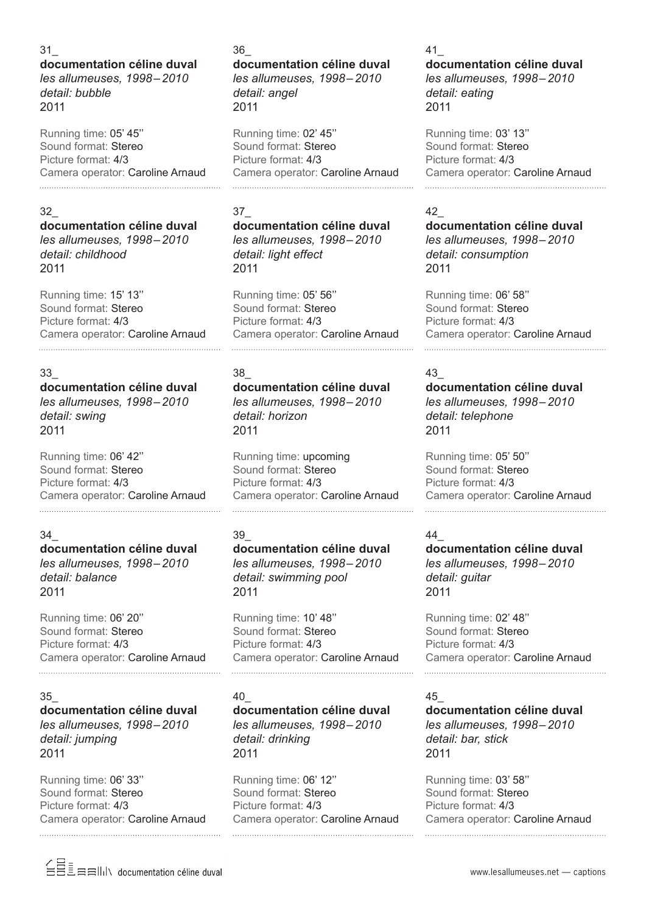31_

**documentation céline duval**
*les allumeuses, 1998 – 2010*
*detail: bubble*
2011

Running time: 05' 45''
Sound format: Stereo
Picture format: 4/3
Camera operator: Caroline Arnaud

32_

**documentation céline duval**
*les allumeuses, 1998 – 2010*
*detail: childhood*
2011

Running time: 15' 13''
Sound format: Stereo
Picture format: 4/3
Camera operator: Caroline Arnaud

33_

**documentation céline duval**
*les allumeuses, 1998 – 2010*
*detail: swing*
2011

Running time: 06' 42''
Sound format: Stereo
Picture format: 4/3
Camera operator: Caroline Arnaud

34_

**documentation céline duval**
*les allumeuses, 1998 – 2010*
*detail: balance*
2011

Running time: 06' 20''
Sound format: Stereo
Picture format: 4/3
Camera operator: Caroline Arnaud

35_

**documentation céline duval**
*les allumeuses, 1998 – 2010*
*detail: jumping*
2011

Running time: 06' 33''
Sound format: Stereo
Picture format: 4/3
Camera operator: Caroline Arnaud

36_

**documentation céline duval**
*les allumeuses, 1998 – 2010*
*detail: angel*
2011

Running time: 02' 45''
Sound format: Stereo
Picture format: 4/3
Camera operator: Caroline Arnaud

37_

**documentation céline duval**
*les allumeuses, 1998 – 2010*
*detail: light effect*
2011

Running time: 05' 56''
Sound format: Stereo
Picture format: 4/3
Camera operator: Caroline Arnaud

38_

**documentation céline duval**
*les allumeuses, 1998 – 2010*
*detail: horizon*
2011

Running time: upcoming
Sound format: Stereo
Picture format: 4/3
Camera operator: Caroline Arnaud

39_

**documentation céline duval**
*les allumeuses, 1998 – 2010*
*detail: swimming pool*
2011

Running time: 10' 48''
Sound format: Stereo
Picture format: 4/3
Camera operator: Caroline Arnaud

40_

**documentation céline duval**
*les allumeuses, 1998 – 2010*
*detail: drinking*
2011

Running time: 06' 12''
Sound format: Stereo
Picture format: 4/3
Camera operator: Caroline Arnaud

41_

**documentation céline duval**
*les allumeuses, 1998 – 2010*
*detail: eating*
2011

Running time: 03' 13''
Sound format: Stereo
Picture format: 4/3
Camera operator: Caroline Arnaud

42_

**documentation céline duval**
*les allumeuses, 1998 – 2010*
*detail: consumption*
2011

Running time: 06' 58''
Sound format: Stereo
Picture format: 4/3
Camera operator: Caroline Arnaud

43_

**documentation céline duval**
*les allumeuses, 1998 – 2010*
*detail: telephone*
2011

Running time: 05' 50''
Sound format: Stereo
Picture format: 4/3
Camera operator: Caroline Arnaud

44_

**documentation céline duval**
*les allumeuses, 1998 – 2010*
*detail: guitar*
2011

Running time: 02' 48''
Sound format: Stereo
Picture format: 4/3
Camera operator: Caroline Arnaud

45_

**documentation céline duval**
*les allumeuses, 1998 – 2010*
*detail: bar, stick*
2011

Running time: 03' 58''
Sound format: Stereo
Picture format: 4/3
Camera operator: Caroline Arnaud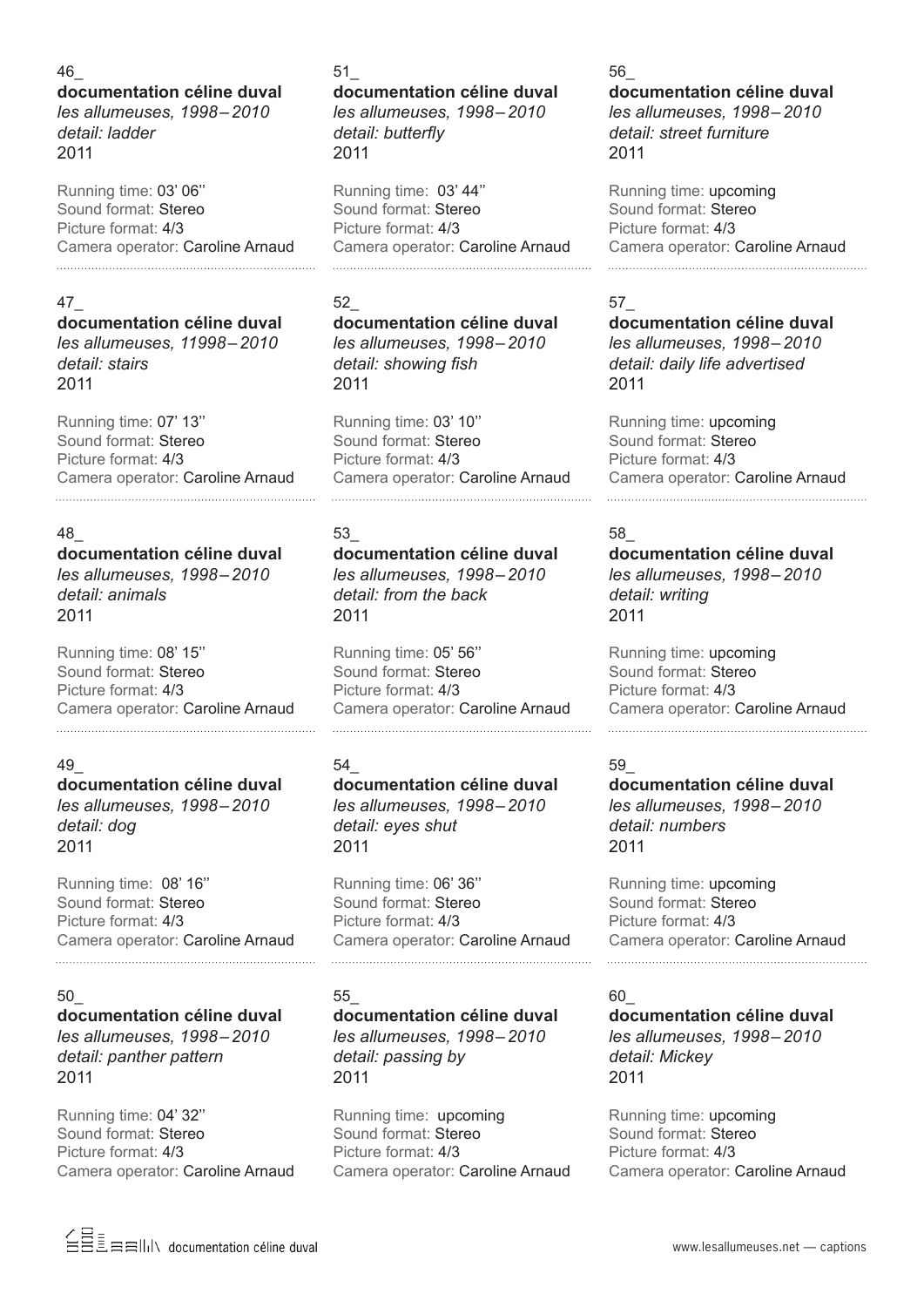46_

**documentation céline duval**
*les allumeuses, 1998 – 2010*
*detail: ladder*
2011

Running time: 03' 06''
Sound format: Stereo
Picture format: 4/3
Camera operator: Caroline Arnaud

47_

**documentation céline duval**
*les allumeuses, 11998 – 2010*
*detail: stairs*
2011

Running time: 07' 13''
Sound format: Stereo
Picture format: 4/3
Camera operator: Caroline Arnaud

48_

**documentation céline duval**
*les allumeuses, 1998 – 2010*
*detail: animals*
2011

Running time: 08' 15''
Sound format: Stereo
Picture format: 4/3
Camera operator: Caroline Arnaud

49_

**documentation céline duval**
*les allumeuses, 1998 – 2010*
*detail: dog*
2011

Running time: 08' 16''
Sound format: Stereo
Picture format: 4/3
Camera operator: Caroline Arnaud

50_

**documentation céline duval**
*les allumeuses, 1998 – 2010*
*detail: panther pattern*
2011

Running time: 04' 32''
Sound format: Stereo
Picture format: 4/3
Camera operator: Caroline Arnaud

51_

**documentation céline duval**
*les allumeuses, 1998 – 2010*
*detail: butterfly*
2011

Running time: 03' 44''
Sound format: Stereo
Picture format: 4/3
Camera operator: Caroline Arnaud

52_

**documentation céline duval**
*les allumeuses, 1998 – 2010*
*detail: showing fish*
2011

Running time: 03' 10''
Sound format: Stereo
Picture format: 4/3
Camera operator: Caroline Arnaud

53_

**documentation céline duval**
*les allumeuses, 1998 – 2010*
*detail: from the back*
2011

Running time: 05' 56''
Sound format: Stereo
Picture format: 4/3
Camera operator: Caroline Arnaud

54_

**documentation céline duval**
*les allumeuses, 1998 – 2010*
*detail: eyes shut*
2011

Running time: 06' 36''
Sound format: Stereo
Picture format: 4/3
Camera operator: Caroline Arnaud

55_

**documentation céline duval**
*les allumeuses, 1998 – 2010*
*detail: passing by*
2011

Running time: upcoming
Sound format: Stereo
Picture format: 4/3
Camera operator: Caroline Arnaud

56_

**documentation céline duval**
*les allumeuses, 1998 – 2010*
*detail: street furniture*
2011

Running time: upcoming
Sound format: Stereo
Picture format: 4/3
Camera operator: Caroline Arnaud

57_

**documentation céline duval**
*les allumeuses, 1998 – 2010*
*detail: daily life advertised*
2011

Running time: upcoming
Sound format: Stereo
Picture format: 4/3
Camera operator: Caroline Arnaud

58_

**documentation céline duval**
*les allumeuses, 1998 – 2010*
*detail: writing*
2011

Running time: upcoming
Sound format: Stereo
Picture format: 4/3
Camera operator: Caroline Arnaud

59_

**documentation céline duval**
*les allumeuses, 1998 – 2010*
*detail: numbers*
2011

Running time: upcoming
Sound format: Stereo
Picture format: 4/3
Camera operator: Caroline Arnaud

60_

**documentation céline duval**
*les allumeuses, 1998 – 2010*
*detail: Mickey*
2011

Running time: upcoming
Sound format: Stereo
Picture format: 4/3
Camera operator: Caroline Arnaud